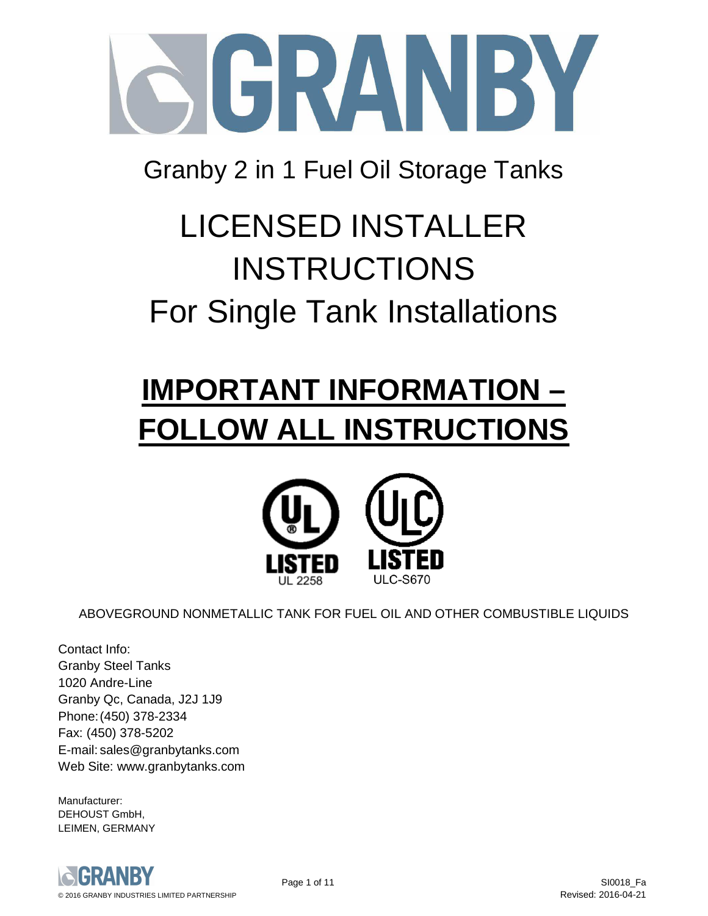# GRANBY

## Granby 2 in 1 Fuel Oil Storage Tanks

# LICENSED INSTALLER INSTRUCTIONS
# For Single Tank Installations

# **IMPORTANT INFORMATION – FOLLOW ALL INSTRUCTIONS**

UL LISTED UL 2258

ULC LISTED ULC-S670

ABOVEGROUND NONMETALLIC TANK FOR FUEL OIL AND OTHER COMBUSTIBLE LIQUIDS

Contact Info:
Granby Steel Tanks
1020 Andre-Line
Granby Qc, Canada, J2J 1J9
Phone: (450) 378-2334
Fax: (450) 378-5202
E-mail: sales@granbytanks.com
Web Site: www.granbytanks.com

Manufacturer:
DEHOUST GmbH,
LEIMEN, GERMANY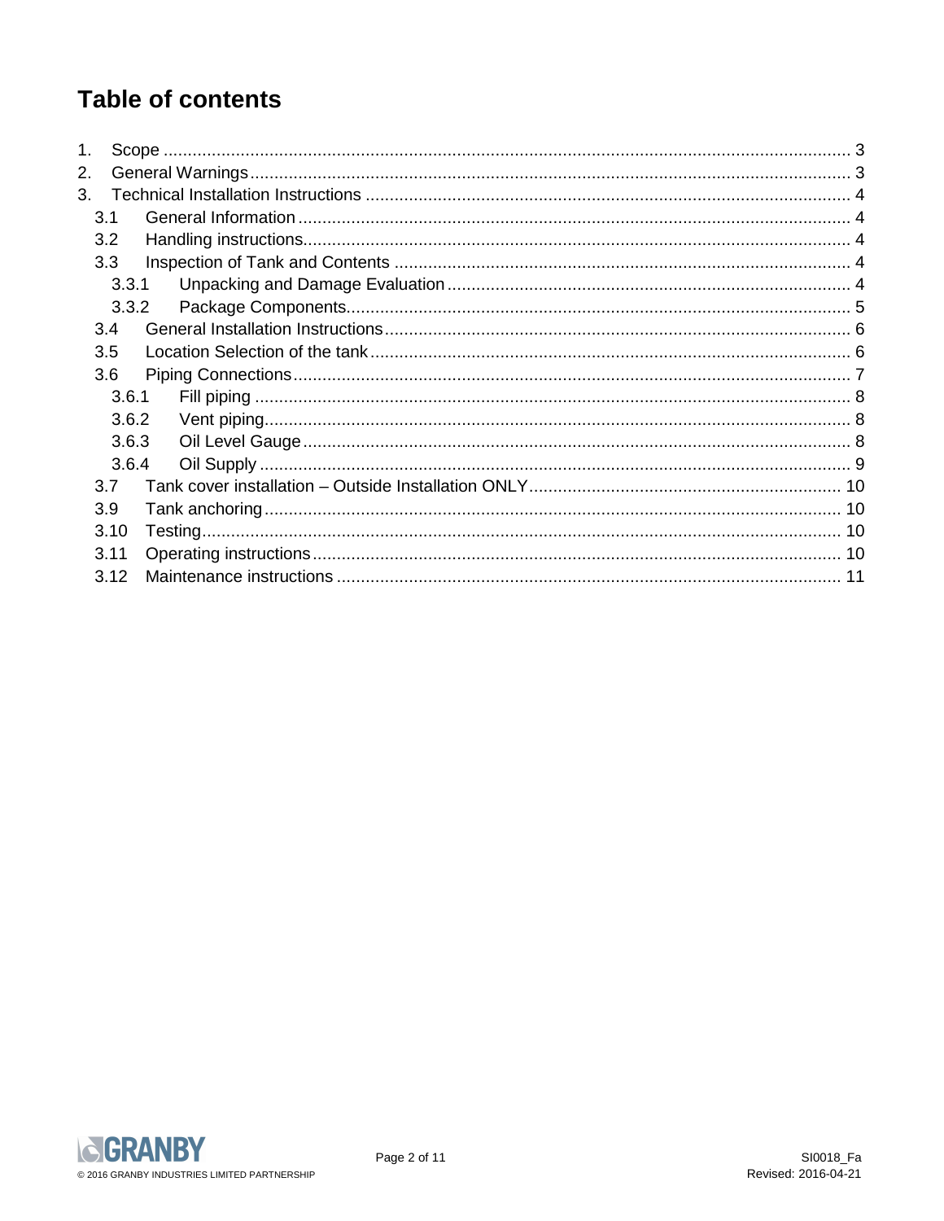# Table of contents

1. Scope ........................................................................................................ 3
2. General Warnings ........................................................................................ 3
3. Technical Installation Instructions ................................................................ 4
   - 3.1 General Information ............................................................................ 4
   - 3.2 Handling instructions ........................................................................... 4
   - 3.3 Inspection of Tank and Contents ......................................................... 4
     - 3.3.1 Unpacking and Damage Evaluation ................................................ 4
     - 3.3.2 Package Components ..................................................................... 5
   - 3.4 General Installation Instructions ........................................................... 6
   - 3.5 Location Selection of the tank .............................................................. 6
   - 3.6 Piping Connections .............................................................................. 7
     - 3.6.1 Fill piping ........................................................................................ 8
     - 3.6.2 Vent piping ...................................................................................... 8
     - 3.6.3 Oil Level Gauge .............................................................................. 8
     - 3.6.4 Oil Supply ....................................................................................... 9
   - 3.7 Tank cover installation – Outside Installation ONLY ............................ 10
   - 3.9 Tank anchoring ................................................................................... 10
   - 3.10 Testing ............................................................................................. 10
   - 3.11 Operating instructions ...................................................................... 10
   - 3.12 Maintenance instructions .................................................................. 11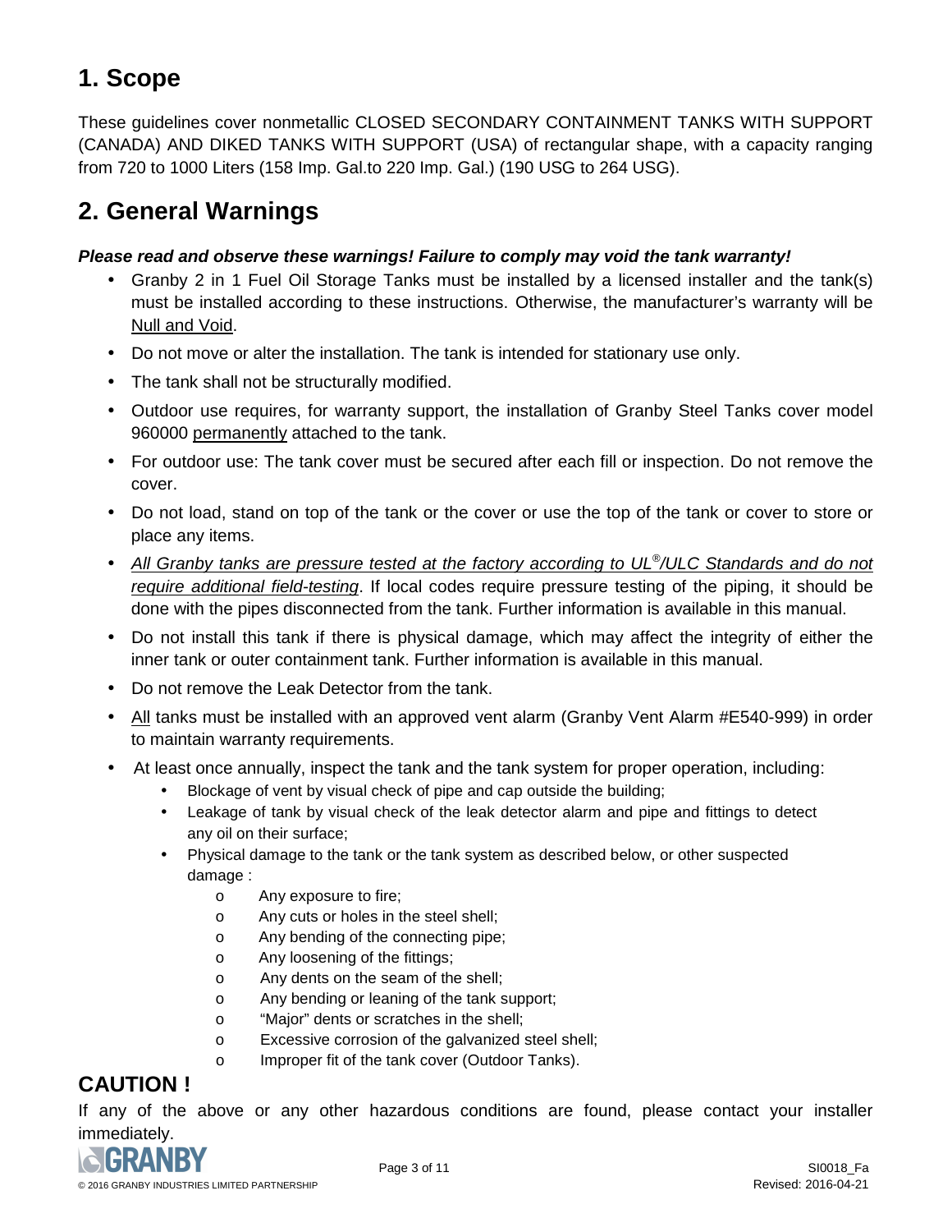# 1. Scope

These guidelines cover nonmetallic CLOSED SECONDARY CONTAINMENT TANKS WITH SUPPORT (CANADA) AND DIKED TANKS WITH SUPPORT (USA) of rectangular shape, with a capacity ranging from 720 to 1000 Liters (158 Imp. Gal.to 220 Imp. Gal.) (190 USG to 264 USG).

# 2. General Warnings

***Please read and observe these warnings! Failure to comply may void the tank warranty!***

- Granby 2 in 1 Fuel Oil Storage Tanks must be installed by a licensed installer and the tank(s) must be installed according to these instructions. Otherwise, the manufacturer's warranty will be Null and Void.
- Do not move or alter the installation. The tank is intended for stationary use only.
- The tank shall not be structurally modified.
- Outdoor use requires, for warranty support, the installation of Granby Steel Tanks cover model 960000 permanently attached to the tank.
- For outdoor use: The tank cover must be secured after each fill or inspection. Do not remove the cover.
- Do not load, stand on top of the tank or the cover or use the top of the tank or cover to store or place any items.
- *All Granby tanks are pressure tested at the factory according to UL®/ULC Standards and do not require additional field-testing*. If local codes require pressure testing of the piping, it should be done with the pipes disconnected from the tank. Further information is available in this manual.
- Do not install this tank if there is physical damage, which may affect the integrity of either the inner tank or outer containment tank. Further information is available in this manual.
- Do not remove the Leak Detector from the tank.
- All tanks must be installed with an approved vent alarm (Granby Vent Alarm #E540-999) in order to maintain warranty requirements.
- At least once annually, inspect the tank and the tank system for proper operation, including:
  - Blockage of vent by visual check of pipe and cap outside the building;
  - Leakage of tank by visual check of the leak detector alarm and pipe and fittings to detect any oil on their surface;
  - Physical damage to the tank or the tank system as described below, or other suspected damage :
    - Any exposure to fire;
    - Any cuts or holes in the steel shell;
    - Any bending of the connecting pipe;
    - Any loosening of the fittings;
    - Any dents on the seam of the shell;
    - Any bending or leaning of the tank support;
    - "Major" dents or scratches in the shell;
    - Excessive corrosion of the galvanized steel shell;
    - Improper fit of the tank cover (Outdoor Tanks).

## CAUTION !

If any of the above or any other hazardous conditions are found, please contact your installer immediately.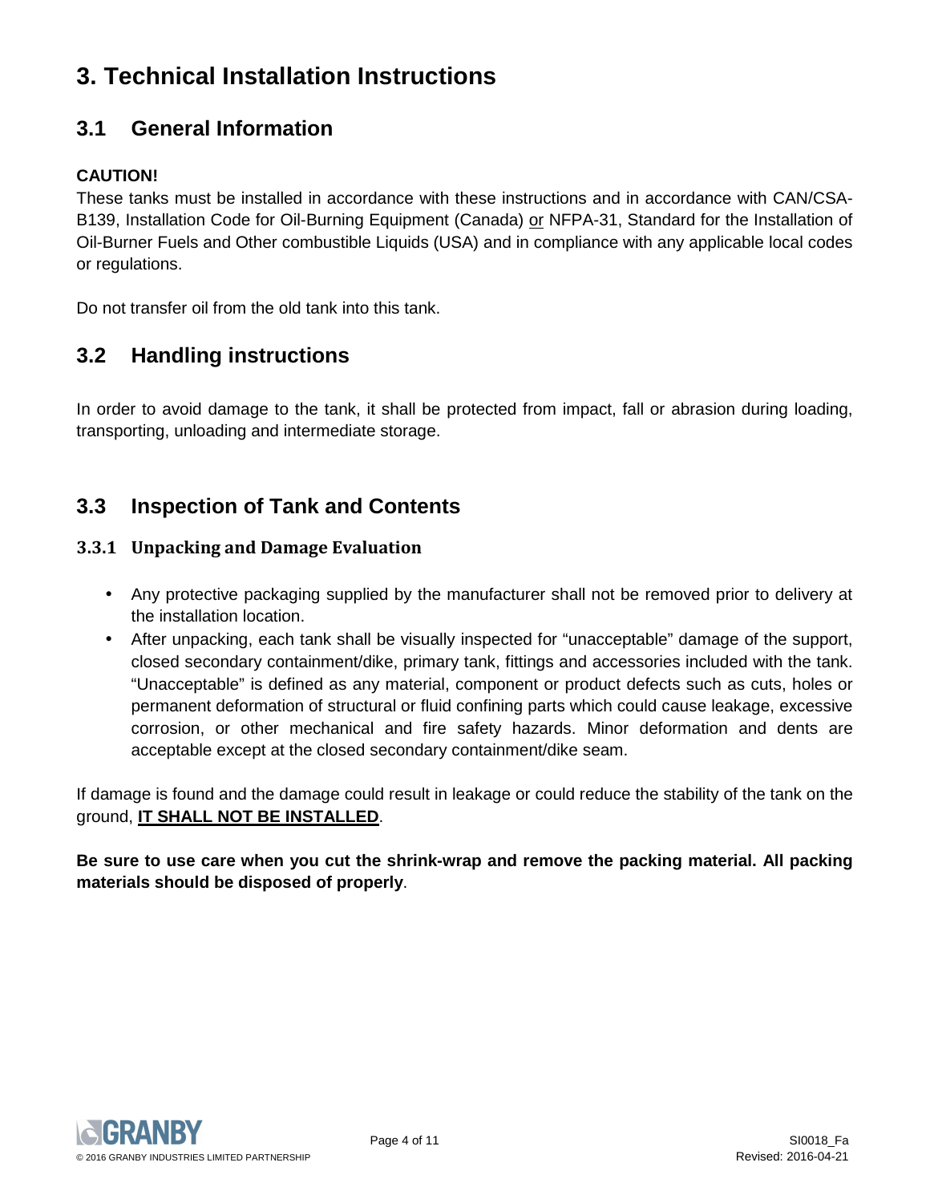# 3. Technical Installation Instructions

## 3.1 General Information

**CAUTION!**

These tanks must be installed in accordance with these instructions and in accordance with CAN/CSA-B139, Installation Code for Oil-Burning Equipment (Canada) <u>or</u> NFPA-31, Standard for the Installation of Oil-Burner Fuels and Other combustible Liquids (USA) and in compliance with any applicable local codes or regulations.

Do not transfer oil from the old tank into this tank.

## 3.2 Handling instructions

In order to avoid damage to the tank, it shall be protected from impact, fall or abrasion during loading, transporting, unloading and intermediate storage.

## 3.3 Inspection of Tank and Contents

### 3.3.1 Unpacking and Damage Evaluation

- Any protective packaging supplied by the manufacturer shall not be removed prior to delivery at the installation location.
- After unpacking, each tank shall be visually inspected for "unacceptable" damage of the support, closed secondary containment/dike, primary tank, fittings and accessories included with the tank. "Unacceptable" is defined as any material, component or product defects such as cuts, holes or permanent deformation of structural or fluid confining parts which could cause leakage, excessive corrosion, or other mechanical and fire safety hazards. Minor deformation and dents are acceptable except at the closed secondary containment/dike seam.

If damage is found and the damage could result in leakage or could reduce the stability of the tank on the ground, **<u>IT SHALL NOT BE INSTALLED</u>**.

**Be sure to use care when you cut the shrink-wrap and remove the packing material. All packing materials should be disposed of properly**.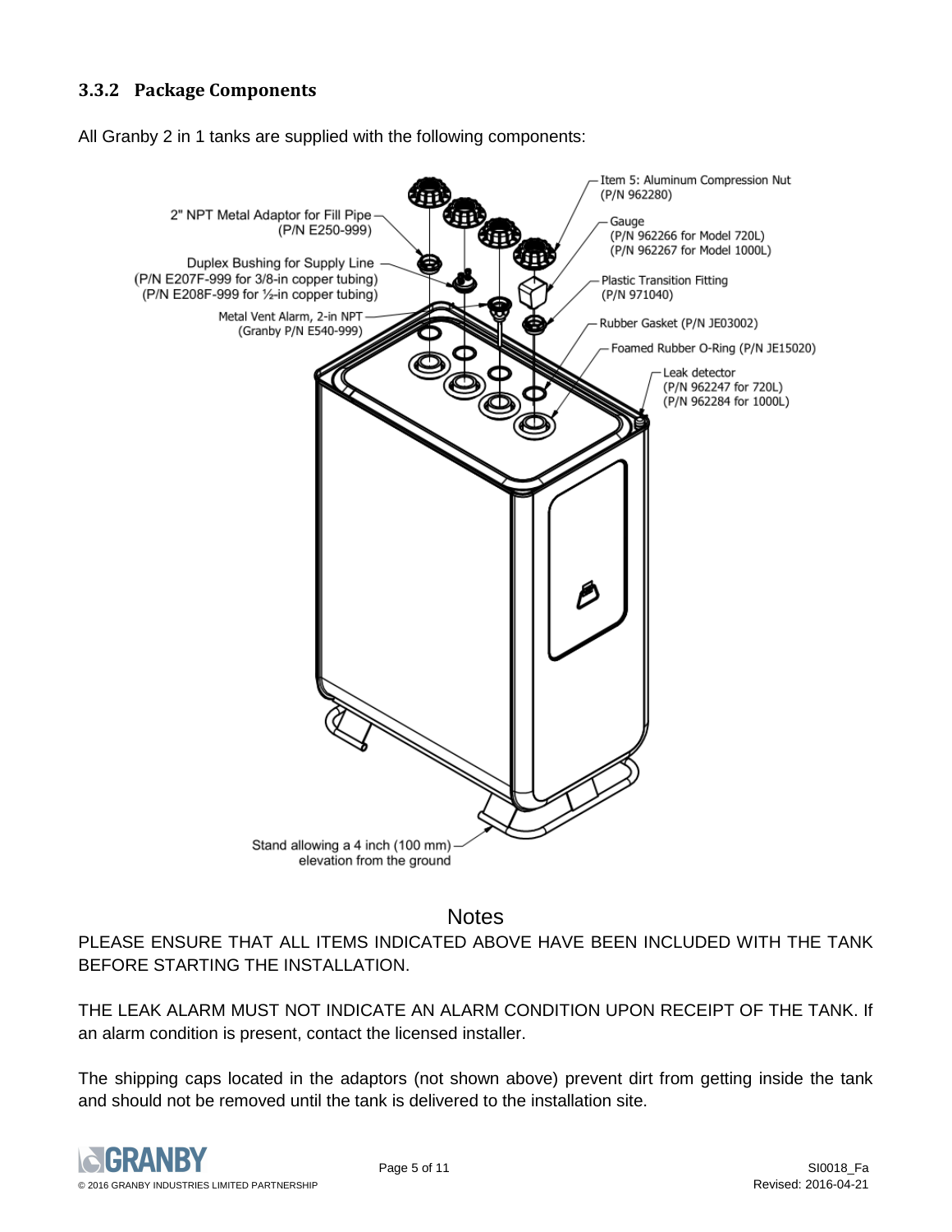### 3.3.2 Package Components

All Granby 2 in 1 tanks are supplied with the following components:

- Item 5: Aluminum Compression Nut (P/N 962280)
- 2" NPT Metal Adaptor for Fill Pipe (P/N E250-999)
- Gauge (P/N 962266 for Model 720L) (P/N 962267 for Model 1000L)
- Duplex Bushing for Supply Line (P/N E207F-999 for 3/8-in copper tubing) (P/N E208F-999 for ½-in copper tubing)
- Plastic Transition Fitting (P/N 971040)
- Metal Vent Alarm, 2-in NPT (Granby P/N E540-999)
- Rubber Gasket (P/N JE03002)
- Foamed Rubber O-Ring (P/N JE15020)
- Leak detector (P/N 962247 for 720L) (P/N 962284 for 1000L)
- Stand allowing a 4 inch (100 mm) elevation from the ground

## Notes

PLEASE ENSURE THAT ALL ITEMS INDICATED ABOVE HAVE BEEN INCLUDED WITH THE TANK BEFORE STARTING THE INSTALLATION.

THE LEAK ALARM MUST NOT INDICATE AN ALARM CONDITION UPON RECEIPT OF THE TANK. If an alarm condition is present, contact the licensed installer.

The shipping caps located in the adaptors (not shown above) prevent dirt from getting inside the tank and should not be removed until the tank is delivered to the installation site.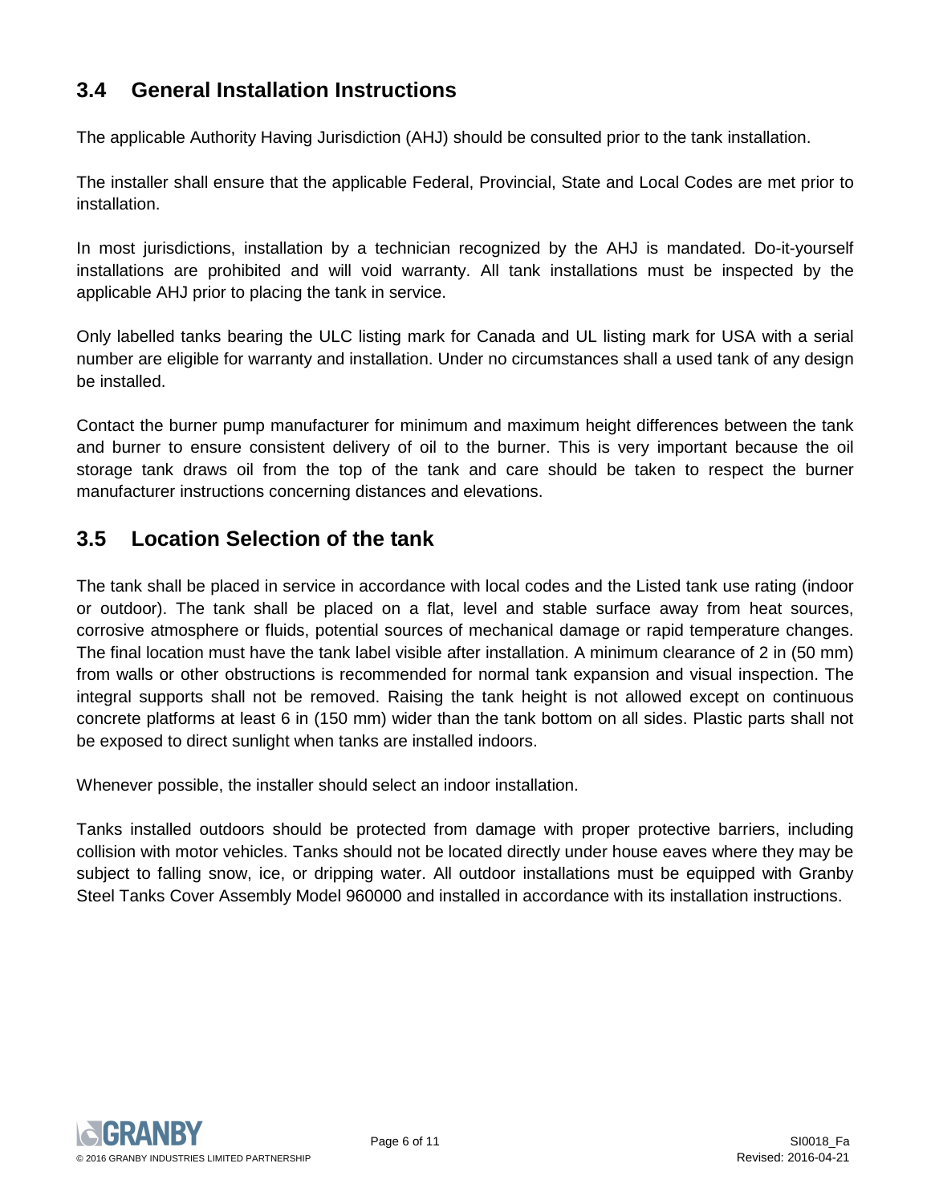## 3.4 General Installation Instructions

The applicable Authority Having Jurisdiction (AHJ) should be consulted prior to the tank installation.

The installer shall ensure that the applicable Federal, Provincial, State and Local Codes are met prior to installation.

In most jurisdictions, installation by a technician recognized by the AHJ is mandated. Do-it-yourself installations are prohibited and will void warranty. All tank installations must be inspected by the applicable AHJ prior to placing the tank in service.

Only labelled tanks bearing the ULC listing mark for Canada and UL listing mark for USA with a serial number are eligible for warranty and installation. Under no circumstances shall a used tank of any design be installed.

Contact the burner pump manufacturer for minimum and maximum height differences between the tank and burner to ensure consistent delivery of oil to the burner. This is very important because the oil storage tank draws oil from the top of the tank and care should be taken to respect the burner manufacturer instructions concerning distances and elevations.

## 3.5 Location Selection of the tank

The tank shall be placed in service in accordance with local codes and the Listed tank use rating (indoor or outdoor). The tank shall be placed on a flat, level and stable surface away from heat sources, corrosive atmosphere or fluids, potential sources of mechanical damage or rapid temperature changes. The final location must have the tank label visible after installation. A minimum clearance of 2 in (50 mm) from walls or other obstructions is recommended for normal tank expansion and visual inspection. The integral supports shall not be removed. Raising the tank height is not allowed except on continuous concrete platforms at least 6 in (150 mm) wider than the tank bottom on all sides. Plastic parts shall not be exposed to direct sunlight when tanks are installed indoors.

Whenever possible, the installer should select an indoor installation.

Tanks installed outdoors should be protected from damage with proper protective barriers, including collision with motor vehicles. Tanks should not be located directly under house eaves where they may be subject to falling snow, ice, or dripping water. All outdoor installations must be equipped with Granby Steel Tanks Cover Assembly Model 960000 and installed in accordance with its installation instructions.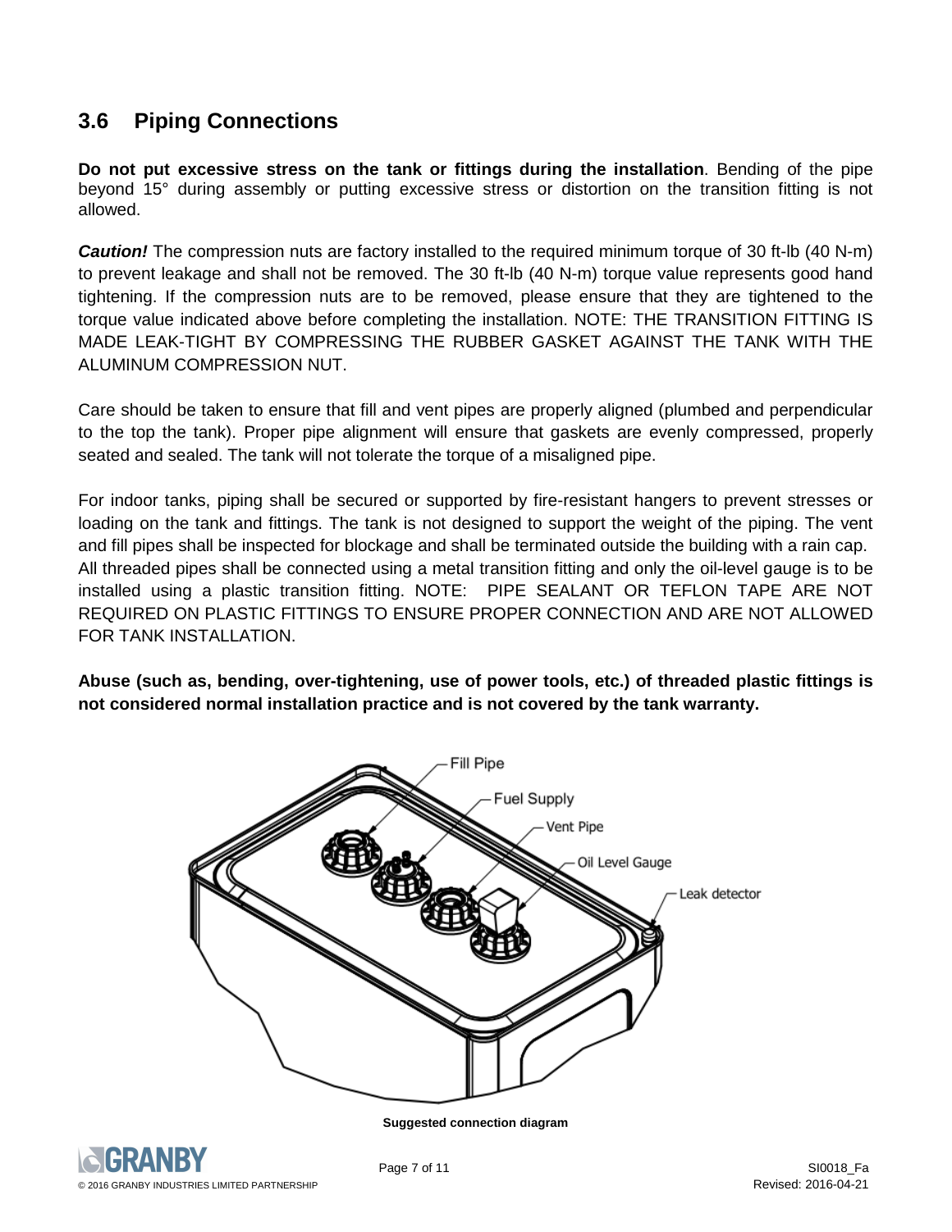## 3.6 Piping Connections

**Do not put excessive stress on the tank or fittings during the installation**. Bending of the pipe beyond 15° during assembly or putting excessive stress or distortion on the transition fitting is not allowed.

***Caution!*** The compression nuts are factory installed to the required minimum torque of 30 ft-lb (40 N-m) to prevent leakage and shall not be removed. The 30 ft-lb (40 N-m) torque value represents good hand tightening. If the compression nuts are to be removed, please ensure that they are tightened to the torque value indicated above before completing the installation. NOTE: THE TRANSITION FITTING IS MADE LEAK-TIGHT BY COMPRESSING THE RUBBER GASKET AGAINST THE TANK WITH THE ALUMINUM COMPRESSION NUT.

Care should be taken to ensure that fill and vent pipes are properly aligned (plumbed and perpendicular to the top the tank). Proper pipe alignment will ensure that gaskets are evenly compressed, properly seated and sealed. The tank will not tolerate the torque of a misaligned pipe.

For indoor tanks, piping shall be secured or supported by fire-resistant hangers to prevent stresses or loading on the tank and fittings. The tank is not designed to support the weight of the piping. The vent and fill pipes shall be inspected for blockage and shall be terminated outside the building with a rain cap. All threaded pipes shall be connected using a metal transition fitting and only the oil-level gauge is to be installed using a plastic transition fitting. NOTE: PIPE SEALANT OR TEFLON TAPE ARE NOT REQUIRED ON PLASTIC FITTINGS TO ENSURE PROPER CONNECTION AND ARE NOT ALLOWED FOR TANK INSTALLATION.

**Abuse (such as, bending, over-tightening, use of power tools, etc.) of threaded plastic fittings is not considered normal installation practice and is not covered by the tank warranty.**

Fill Pipe

Fuel Supply

Vent Pipe

Oil Level Gauge

Leak detector

**Suggested connection diagram**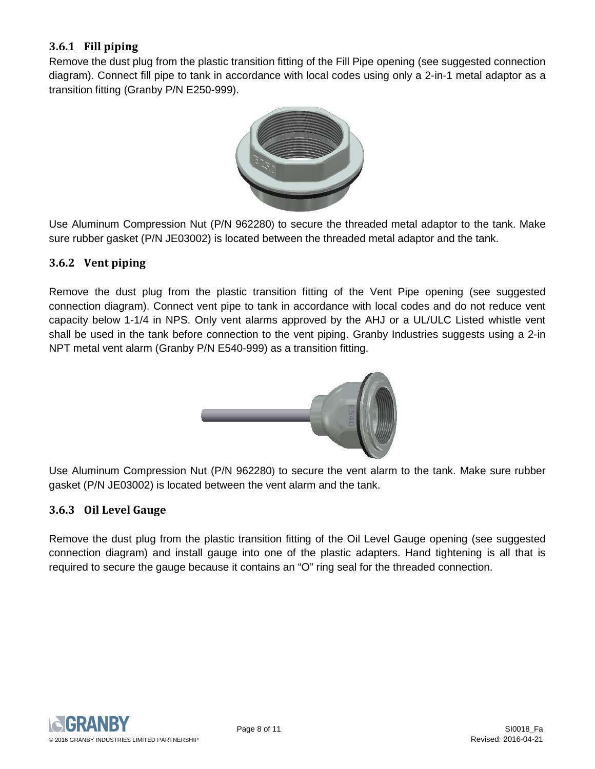### 3.6.1 Fill piping

Remove the dust plug from the plastic transition fitting of the Fill Pipe opening (see suggested connection diagram). Connect fill pipe to tank in accordance with local codes using only a 2-in-1 metal adaptor as a transition fitting (Granby P/N E250-999).

Use Aluminum Compression Nut (P/N 962280) to secure the threaded metal adaptor to the tank. Make sure rubber gasket (P/N JE03002) is located between the threaded metal adaptor and the tank.

### 3.6.2 Vent piping

Remove the dust plug from the plastic transition fitting of the Vent Pipe opening (see suggested connection diagram). Connect vent pipe to tank in accordance with local codes and do not reduce vent capacity below 1-1/4 in NPS. Only vent alarms approved by the AHJ or a UL/ULC Listed whistle vent shall be used in the tank before connection to the vent piping. Granby Industries suggests using a 2-in NPT metal vent alarm (Granby P/N E540-999) as a transition fitting.

Use Aluminum Compression Nut (P/N 962280) to secure the vent alarm to the tank. Make sure rubber gasket (P/N JE03002) is located between the vent alarm and the tank.

### 3.6.3 Oil Level Gauge

Remove the dust plug from the plastic transition fitting of the Oil Level Gauge opening (see suggested connection diagram) and install gauge into one of the plastic adapters. Hand tightening is all that is required to secure the gauge because it contains an "O" ring seal for the threaded connection.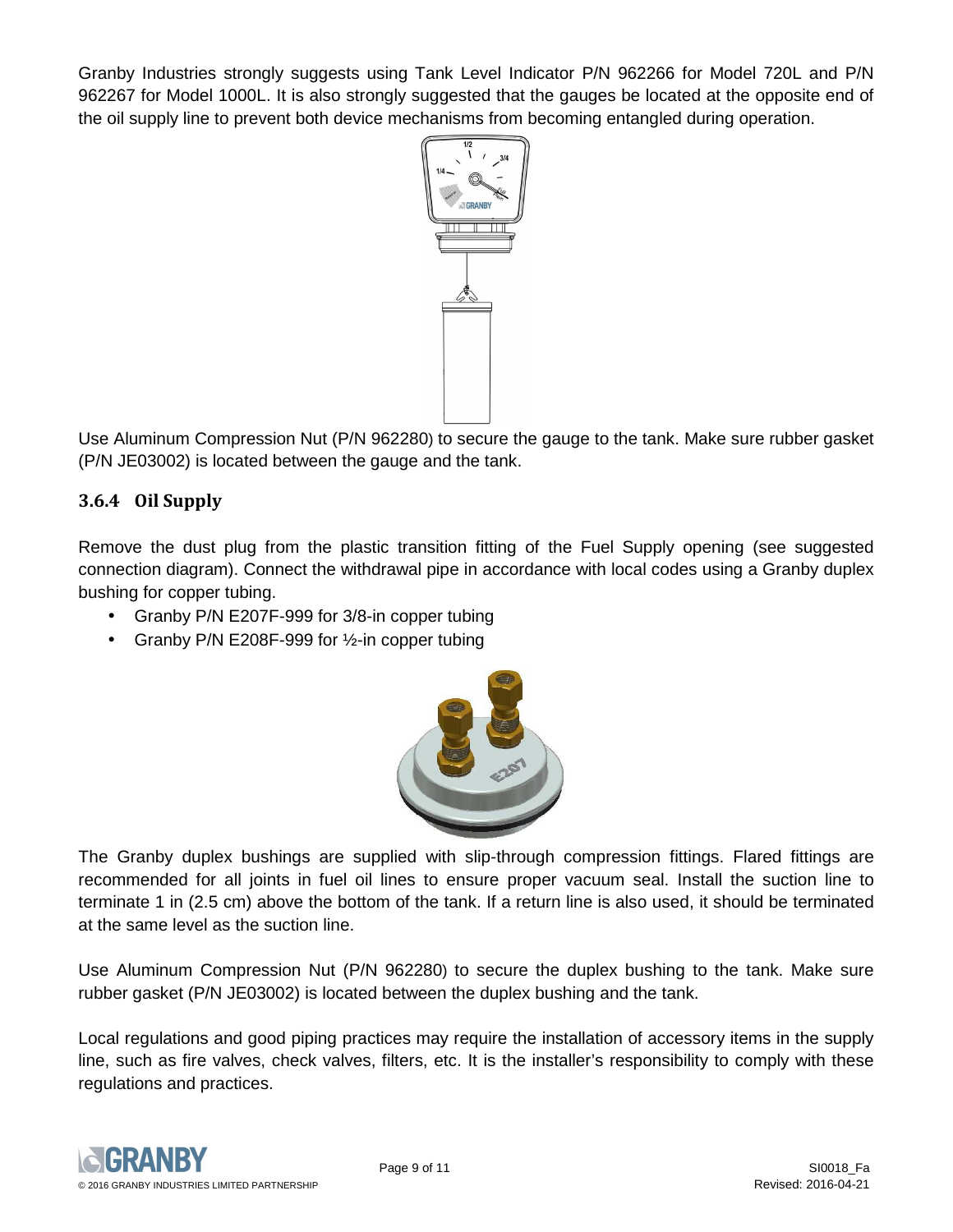Granby Industries strongly suggests using Tank Level Indicator P/N 962266 for Model 720L and P/N 962267 for Model 1000L. It is also strongly suggested that the gauges be located at the opposite end of the oil supply line to prevent both device mechanisms from becoming entangled during operation.

Use Aluminum Compression Nut (P/N 962280) to secure the gauge to the tank. Make sure rubber gasket (P/N JE03002) is located between the gauge and the tank.

### 3.6.4 Oil Supply

Remove the dust plug from the plastic transition fitting of the Fuel Supply opening (see suggested connection diagram). Connect the withdrawal pipe in accordance with local codes using a Granby duplex bushing for copper tubing.

- Granby P/N E207F-999 for 3/8-in copper tubing
- Granby P/N E208F-999 for ½-in copper tubing

The Granby duplex bushings are supplied with slip-through compression fittings. Flared fittings are recommended for all joints in fuel oil lines to ensure proper vacuum seal. Install the suction line to terminate 1 in (2.5 cm) above the bottom of the tank. If a return line is also used, it should be terminated at the same level as the suction line.

Use Aluminum Compression Nut (P/N 962280) to secure the duplex bushing to the tank. Make sure rubber gasket (P/N JE03002) is located between the duplex bushing and the tank.

Local regulations and good piping practices may require the installation of accessory items in the supply line, such as fire valves, check valves, filters, etc. It is the installer's responsibility to comply with these regulations and practices.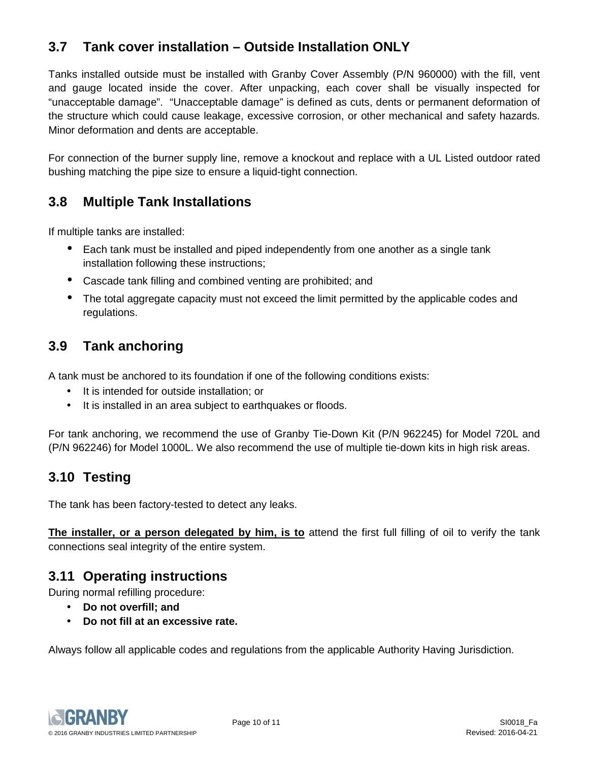## 3.7 Tank cover installation – Outside Installation ONLY

Tanks installed outside must be installed with Granby Cover Assembly (P/N 960000) with the fill, vent and gauge located inside the cover. After unpacking, each cover shall be visually inspected for "unacceptable damage". "Unacceptable damage" is defined as cuts, dents or permanent deformation of the structure which could cause leakage, excessive corrosion, or other mechanical and safety hazards. Minor deformation and dents are acceptable.

For connection of the burner supply line, remove a knockout and replace with a UL Listed outdoor rated bushing matching the pipe size to ensure a liquid-tight connection.

## 3.8 Multiple Tank Installations

If multiple tanks are installed:

- Each tank must be installed and piped independently from one another as a single tank installation following these instructions;
- Cascade tank filling and combined venting are prohibited; and
- The total aggregate capacity must not exceed the limit permitted by the applicable codes and regulations.

## 3.9 Tank anchoring

A tank must be anchored to its foundation if one of the following conditions exists:

- It is intended for outside installation; or
- It is installed in an area subject to earthquakes or floods.

For tank anchoring, we recommend the use of Granby Tie-Down Kit (P/N 962245) for Model 720L and (P/N 962246) for Model 1000L. We also recommend the use of multiple tie-down kits in high risk areas.

## 3.10 Testing

The tank has been factory-tested to detect any leaks.

**<u>The installer, or a person delegated by him, is to</u>** attend the first full filling of oil to verify the tank connections seal integrity of the entire system.

## 3.11 Operating instructions

During normal refilling procedure:

- **Do not overfill; and**
- **Do not fill at an excessive rate.**

Always follow all applicable codes and regulations from the applicable Authority Having Jurisdiction.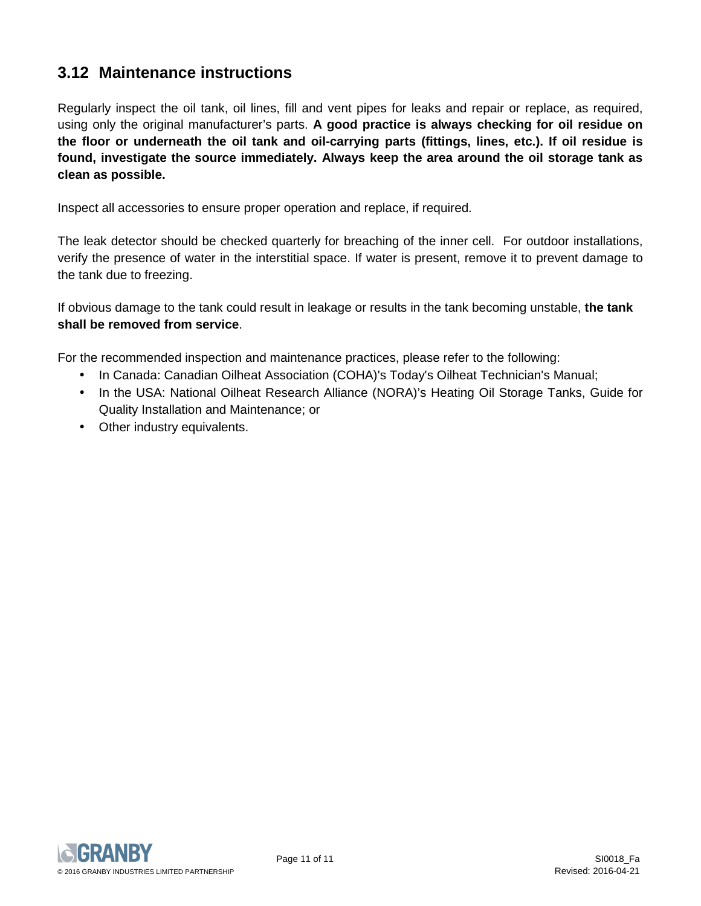## 3.12 Maintenance instructions

Regularly inspect the oil tank, oil lines, fill and vent pipes for leaks and repair or replace, as required, using only the original manufacturer's parts. **A good practice is always checking for oil residue on the floor or underneath the oil tank and oil-carrying parts (fittings, lines, etc.). If oil residue is found, investigate the source immediately. Always keep the area around the oil storage tank as clean as possible.**

Inspect all accessories to ensure proper operation and replace, if required.

The leak detector should be checked quarterly for breaching of the inner cell. For outdoor installations, verify the presence of water in the interstitial space. If water is present, remove it to prevent damage to the tank due to freezing.

If obvious damage to the tank could result in leakage or results in the tank becoming unstable, **the tank shall be removed from service**.

For the recommended inspection and maintenance practices, please refer to the following:

- In Canada: Canadian Oilheat Association (COHA)'s Today's Oilheat Technician's Manual;
- In the USA: National Oilheat Research Alliance (NORA)'s Heating Oil Storage Tanks, Guide for Quality Installation and Maintenance; or
- Other industry equivalents.